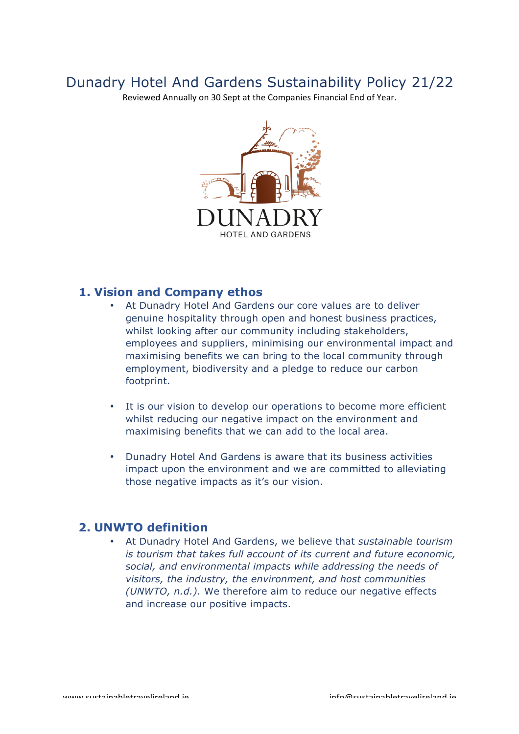# Dunadry Hotel And Gardens Sustainability Policy 21/22

Reviewed Annually on 30 Sept at the Companies Financial End of Year.

DUNADRY

HOTEL AND GARDENS

## 1. Vision and Company ethos

- At Dunadry Hotel And Gardens our core values are to deliver genuine hospitality through open and honest business practices, whilst looking after our community including stakeholders, employees and suppliers, minimising our environmental impact and maximising benefits we can bring to the local community through employment, biodiversity and a pledge to reduce our carbon footprint.

- It is our vision to develop our operations to become more efficient whilst reducing our negative impact on the environment and maximising benefits that we can add to the local area.

- Dunadry Hotel And Gardens is aware that its business activities impact upon the environment and we are committed to alleviating those negative impacts as it's our vision.

## 2. UNWTO definition

- At Dunadry Hotel And Gardens, we believe that *sustainable tourism is tourism that takes full account of its current and future economic, social, and environmental impacts while addressing the needs of visitors, the industry, the environment, and host communities (UNWTO, n.d.).* We therefore aim to reduce our negative effects and increase our positive impacts.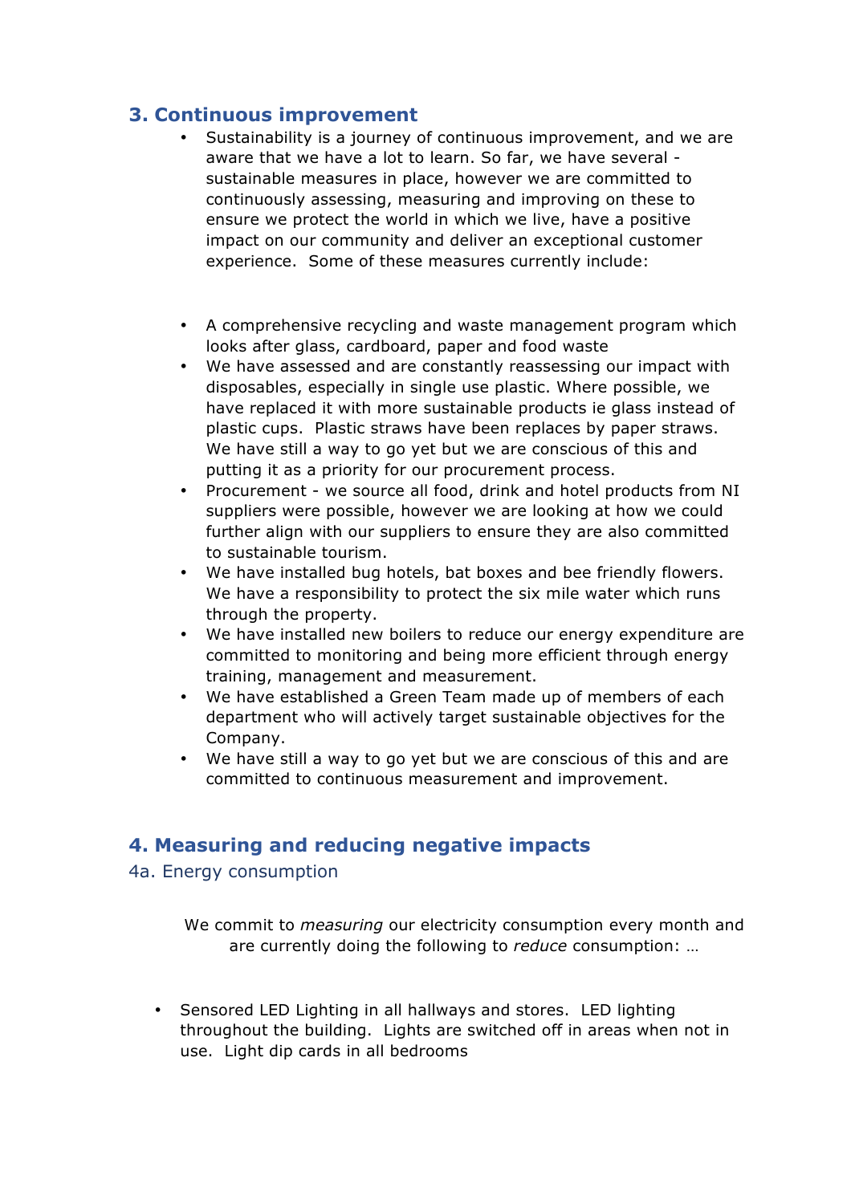## 3. Continuous improvement

- Sustainability is a journey of continuous improvement, and we are aware that we have a lot to learn. So far, we have several - sustainable measures in place, however we are committed to continuously assessing, measuring and improving on these to ensure we protect the world in which we live, have a positive impact on our community and deliver an exceptional customer experience. Some of these measures currently include:

- A comprehensive recycling and waste management program which looks after glass, cardboard, paper and food waste
- We have assessed and are constantly reassessing our impact with disposables, especially in single use plastic. Where possible, we have replaced it with more sustainable products ie glass instead of plastic cups. Plastic straws have been replaces by paper straws. We have still a way to go yet but we are conscious of this and putting it as a priority for our procurement process.
- Procurement - we source all food, drink and hotel products from NI suppliers were possible, however we are looking at how we could further align with our suppliers to ensure they are also committed to sustainable tourism.
- We have installed bug hotels, bat boxes and bee friendly flowers. We have a responsibility to protect the six mile water which runs through the property.
- We have installed new boilers to reduce our energy expenditure are committed to monitoring and being more efficient through energy training, management and measurement.
- We have established a Green Team made up of members of each department who will actively target sustainable objectives for the Company.
- We have still a way to go yet but we are conscious of this and are committed to continuous measurement and improvement.

## 4. Measuring and reducing negative impacts

### 4a. Energy consumption

We commit to *measuring* our electricity consumption every month and are currently doing the following to *reduce* consumption: …

- Sensored LED Lighting in all hallways and stores. LED lighting throughout the building. Lights are switched off in areas when not in use. Light dip cards in all bedrooms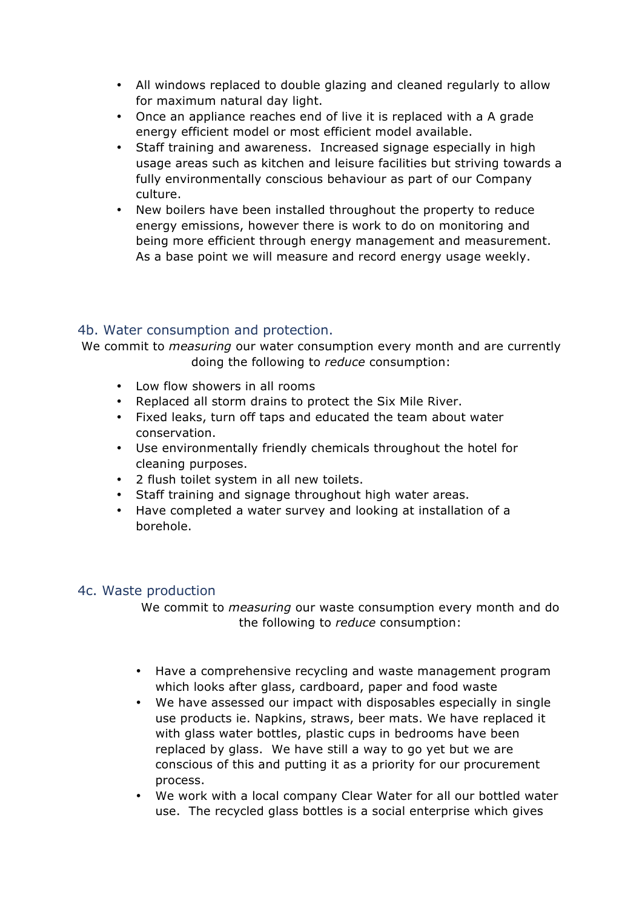- All windows replaced to double glazing and cleaned regularly to allow for maximum natural day light.
- Once an appliance reaches end of live it is replaced with a A grade energy efficient model or most efficient model available.
- Staff training and awareness. Increased signage especially in high usage areas such as kitchen and leisure facilities but striving towards a fully environmentally conscious behaviour as part of our Company culture.
- New boilers have been installed throughout the property to reduce energy emissions, however there is work to do on monitoring and being more efficient through energy management and measurement. As a base point we will measure and record energy usage weekly.

### 4b. Water consumption and protection.

We commit to *measuring* our water consumption every month and are currently doing the following to *reduce* consumption:

- Low flow showers in all rooms
- Replaced all storm drains to protect the Six Mile River.
- Fixed leaks, turn off taps and educated the team about water conservation.
- Use environmentally friendly chemicals throughout the hotel for cleaning purposes.
- 2 flush toilet system in all new toilets.
- Staff training and signage throughout high water areas.
- Have completed a water survey and looking at installation of a borehole.

### 4c. Waste production

We commit to *measuring* our waste consumption every month and do the following to *reduce* consumption:

- Have a comprehensive recycling and waste management program which looks after glass, cardboard, paper and food waste
- We have assessed our impact with disposables especially in single use products ie. Napkins, straws, beer mats. We have replaced it with glass water bottles, plastic cups in bedrooms have been replaced by glass. We have still a way to go yet but we are conscious of this and putting it as a priority for our procurement process.
- We work with a local company Clear Water for all our bottled water use. The recycled glass bottles is a social enterprise which gives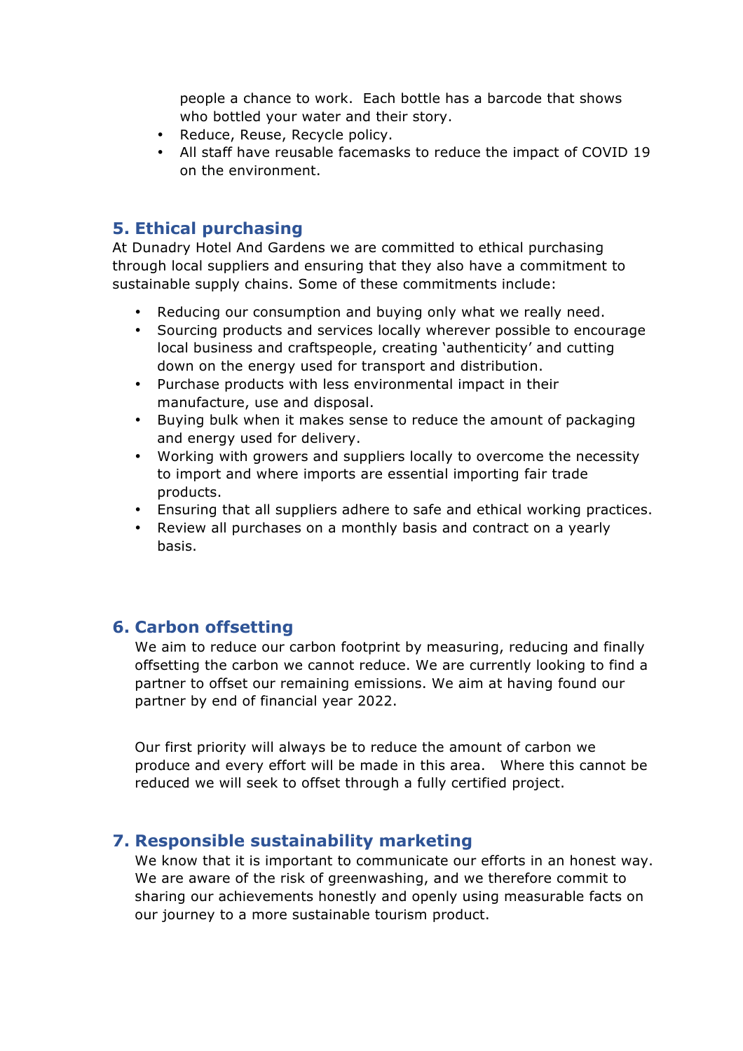people a chance to work. Each bottle has a barcode that shows who bottled your water and their story.
- Reduce, Reuse, Recycle policy.
- All staff have reusable facemasks to reduce the impact of COVID 19 on the environment.

## 5. Ethical purchasing

At Dunadry Hotel And Gardens we are committed to ethical purchasing through local suppliers and ensuring that they also have a commitment to sustainable supply chains. Some of these commitments include:

- Reducing our consumption and buying only what we really need.
- Sourcing products and services locally wherever possible to encourage local business and craftspeople, creating 'authenticity' and cutting down on the energy used for transport and distribution.
- Purchase products with less environmental impact in their manufacture, use and disposal.
- Buying bulk when it makes sense to reduce the amount of packaging and energy used for delivery.
- Working with growers and suppliers locally to overcome the necessity to import and where imports are essential importing fair trade products.
- Ensuring that all suppliers adhere to safe and ethical working practices.
- Review all purchases on a monthly basis and contract on a yearly basis.

## 6. Carbon offsetting

We aim to reduce our carbon footprint by measuring, reducing and finally offsetting the carbon we cannot reduce. We are currently looking to find a partner to offset our remaining emissions. We aim at having found our partner by end of financial year 2022.

Our first priority will always be to reduce the amount of carbon we produce and every effort will be made in this area. Where this cannot be reduced we will seek to offset through a fully certified project.

## 7. Responsible sustainability marketing

We know that it is important to communicate our efforts in an honest way. We are aware of the risk of greenwashing, and we therefore commit to sharing our achievements honestly and openly using measurable facts on our journey to a more sustainable tourism product.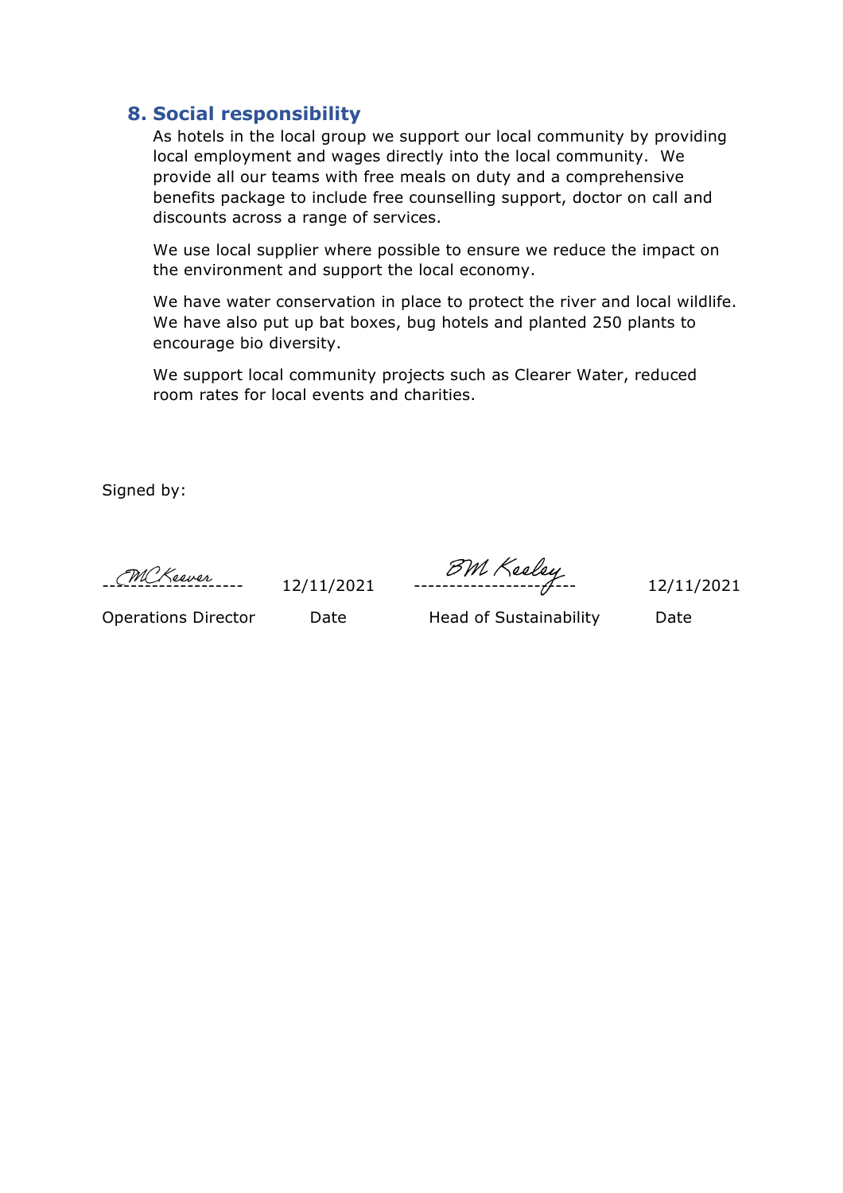## 8. Social responsibility

As hotels in the local group we support our local community by providing local employment and wages directly into the local community.  We provide all our teams with free meals on duty and a comprehensive benefits package to include free counselling support, doctor on call and discounts across a range of services.

We use local supplier where possible to ensure we reduce the impact on the environment and support the local economy.

We have water conservation in place to protect the river and local wildlife. We have also put up bat boxes, bug hotels and planted 250 plants to encourage bio diversity.

We support local community projects such as Clearer Water, reduced room rates for local events and charities.

Signed by:

| | | | |
|---|---|---|---|
| MCKeever | 12/11/2021 | BM Keeley | 12/11/2021 |
| Operations Director | Date | Head of Sustainability | Date |